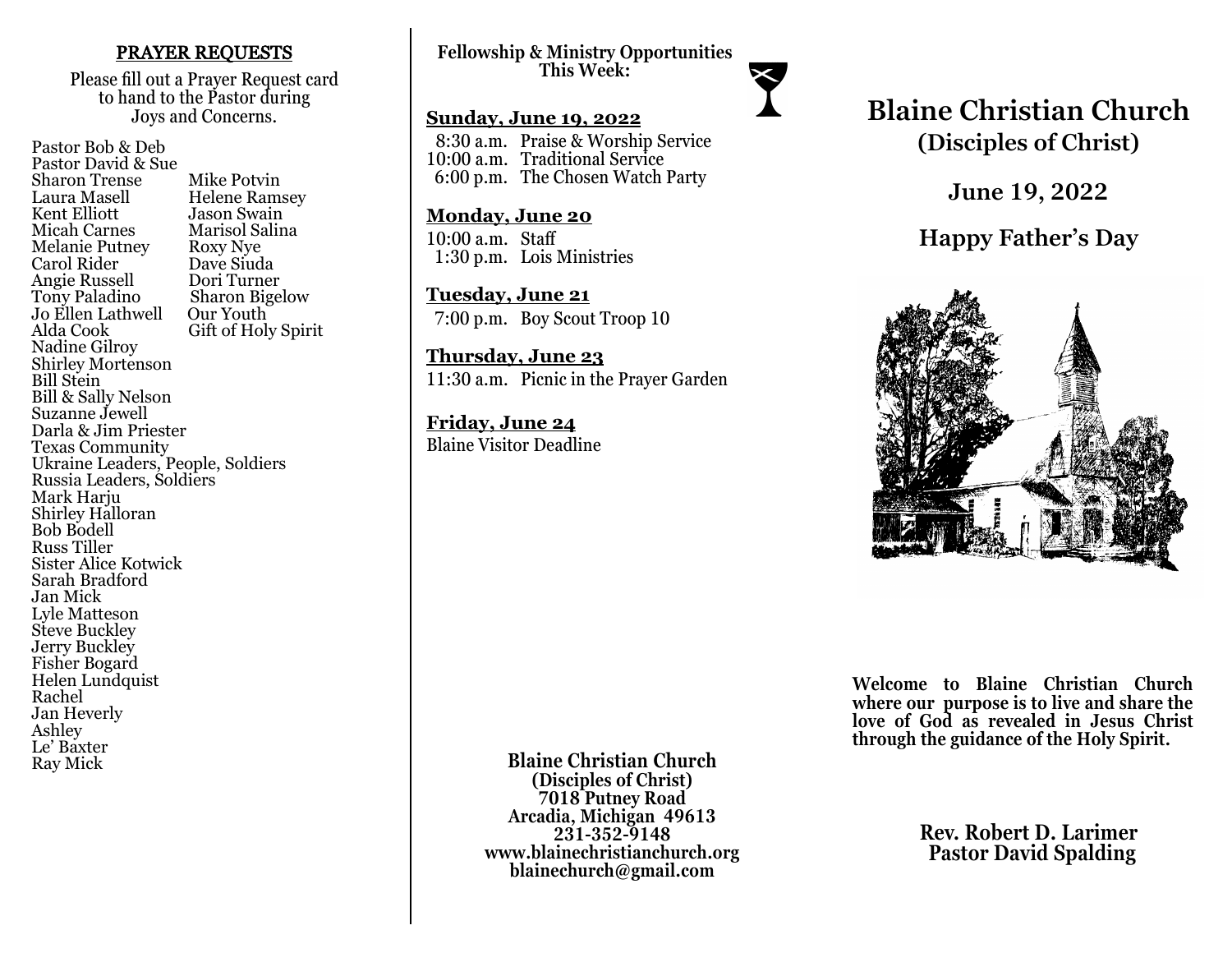## PRAYER REQUESTS

Please fill out a Prayer Request card to hand to the Pastor during Joys and Concerns.

Pastor Bob & Deb
Pastor David & Sue
Sharon Trense
Laura Masell
Kent Elliott
Micah Carnes
Melanie Putney
Carol Rider
Angie Russell
Tony Paladino
Jo Ellen Lathwell
Alda Cook
Nadine Gilroy
Shirley Mortenson
Bill Stein
Bill & Sally Nelson
Suzanne Jewell
Darla & Jim Priester
Texas Community
Ukraine Leaders, People, Soldiers
Russia Leaders, Soldiers
Mark Harju
Shirley Halloran
Bob Bodell
Russ Tiller
Sister Alice Kotwick
Sarah Bradford
Jan Mick
Lyle Matteson
Steve Buckley
Jerry Buckley
Fisher Bogard
Helen Lundquist
Rachel
Jan Heverly
Ashley
Le' Baxter
Ray Mick
Mike Potvin
Helene Ramsey
Jason Swain
Marisol Salina
Roxy Nye
Dave Siuda
Dori Turner
Sharon Bigelow
Our Youth
Gift of Holy Spirit

**Fellowship & Ministry Opportunities This Week:**

**Sunday, June 19, 2022**

8:30 a.m. Praise & Worship Service
10:00 a.m. Traditional Service
6:00 p.m. The Chosen Watch Party

**Monday, June 20**

10:00 a.m. Staff
1:30 p.m. Lois Ministries

**Tuesday, June 21**

7:00 p.m. Boy Scout Troop 10

**Thursday, June 23**

11:30 a.m. Picnic in the Prayer Garden

**Friday, June 24**

Blaine Visitor Deadline

**Blaine Christian Church**
**(Disciples of Christ)**
**7018 Putney Road**
**Arcadia, Michigan 49613**
**231-352-9148**
**www.blainechristianchurch.org**
**blainechurch@gmail.com**

# Blaine Christian Church

## (Disciples of Christ)

## June 19, 2022

## Happy Father's Day

**Welcome to Blaine Christian Church where our purpose is to live and share the love of God as revealed in Jesus Christ through the guidance of the Holy Spirit.**

**Rev. Robert D. Larimer**
**Pastor David Spalding**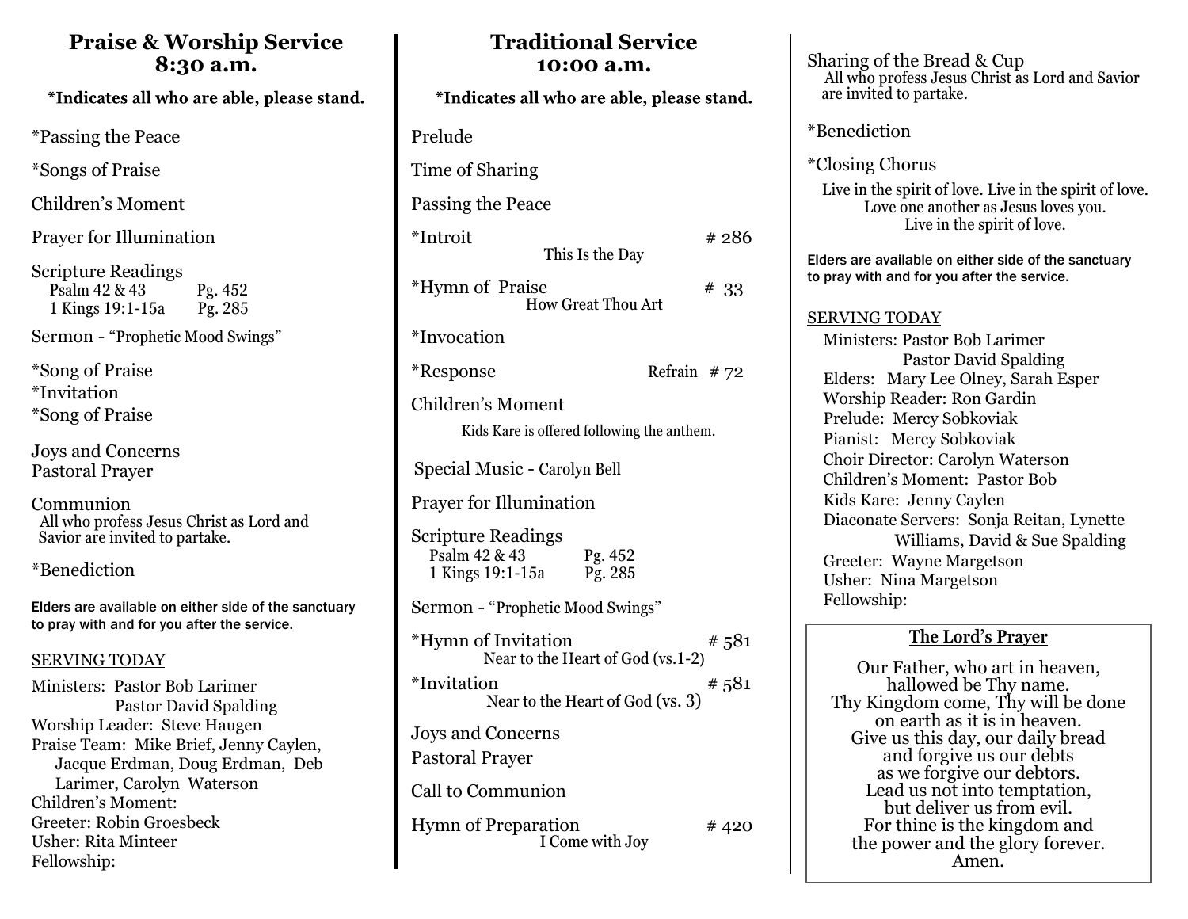## Praise & Worship Service
## 8:30 a.m.

**\*Indicates all who are able, please stand.**

*Passing the Peace

*Songs of Praise

Children's Moment

Prayer for Illumination

Scripture Readings
Psalm 42 & 43 Pg. 452
1 Kings 19:1-15a Pg. 285

Sermon - "Prophetic Mood Swings"

*Song of Praise
*Invitation
*Song of Praise

Joys and Concerns
Pastoral Prayer

Communion
All who profess Jesus Christ as Lord and Savior are invited to partake.

*Benediction

Elders are available on either side of the sanctuary to pray with and for you after the service.

SERVING TODAY

Ministers: Pastor Bob Larimer
Pastor David Spalding
Worship Leader: Steve Haugen
Praise Team: Mike Brief, Jenny Caylen, Jacque Erdman, Doug Erdman, Deb Larimer, Carolyn Waterson
Children's Moment:
Greeter: Robin Groesbeck
Usher: Rita Minteer
Fellowship:

## Traditional Service
## 10:00 a.m.

**\*Indicates all who are able, please stand.**

Prelude

Time of Sharing

Passing the Peace

*Introit # 286
This Is the Day

*Hymn of Praise # 33
How Great Thou Art

*Invocation

*Response Refrain # 72

Children's Moment
Kids Kare is offered following the anthem.

Special Music - Carolyn Bell

Prayer for Illumination

Scripture Readings
Psalm 42 & 43 Pg. 452
1 Kings 19:1-15a Pg. 285

Sermon - "Prophetic Mood Swings"

*Hymn of Invitation # 581
Near to the Heart of God (vs.1-2)

*Invitation # 581
Near to the Heart of God (vs. 3)

Joys and Concerns

Pastoral Prayer

Call to Communion

Hymn of Preparation # 420
I Come with Joy

Sharing of the Bread & Cup
All who profess Jesus Christ as Lord and Savior are invited to partake.

*Benediction

*Closing Chorus
Live in the spirit of love. Live in the spirit of love.
Love one another as Jesus loves you.
Live in the spirit of love.

Elders are available on either side of the sanctuary to pray with and for you after the service.

SERVING TODAY

Ministers: Pastor Bob Larimer
Pastor David Spalding
Elders: Mary Lee Olney, Sarah Esper
Worship Reader: Ron Gardin
Prelude: Mercy Sobkoviak
Pianist: Mercy Sobkoviak
Choir Director: Carolyn Waterson
Children's Moment: Pastor Bob
Kids Kare: Jenny Caylen
Diaconate Servers: Sonja Reitan, Lynette Williams, David & Sue Spalding
Greeter: Wayne Margetson
Usher: Nina Margetson
Fellowship:

**The Lord's Prayer**

Our Father, who art in heaven,
hallowed be Thy name.
Thy Kingdom come, Thy will be done
on earth as it is in heaven.
Give us this day, our daily bread
and forgive us our debts
as we forgive our debtors.
Lead us not into temptation,
but deliver us from evil.
For thine is the kingdom and
the power and the glory forever.
Amen.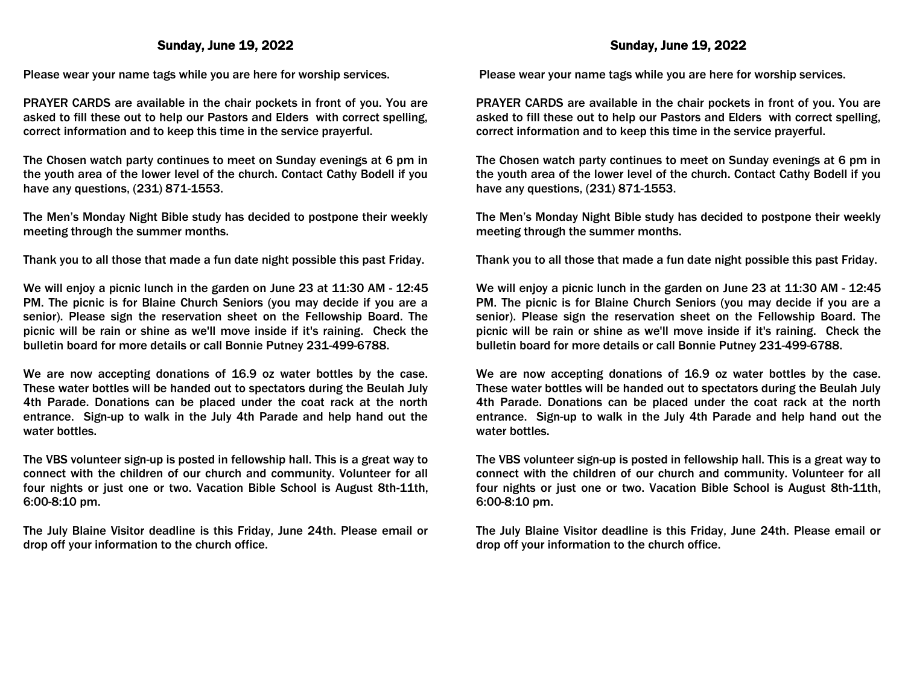## Sunday, June 19, 2022

Please wear your name tags while you are here for worship services.

PRAYER CARDS are available in the chair pockets in front of you. You are asked to fill these out to help our Pastors and Elders with correct spelling, correct information and to keep this time in the service prayerful.

The Chosen watch party continues to meet on Sunday evenings at 6 pm in the youth area of the lower level of the church. Contact Cathy Bodell if you have any questions, (231) 871-1553.

The Men's Monday Night Bible study has decided to postpone their weekly meeting through the summer months.

Thank you to all those that made a fun date night possible this past Friday.

We will enjoy a picnic lunch in the garden on June 23 at 11:30 AM - 12:45 PM. The picnic is for Blaine Church Seniors (you may decide if you are a senior). Please sign the reservation sheet on the Fellowship Board. The picnic will be rain or shine as we'll move inside if it's raining. Check the bulletin board for more details or call Bonnie Putney 231-499-6788.

We are now accepting donations of 16.9 oz water bottles by the case. These water bottles will be handed out to spectators during the Beulah July 4th Parade. Donations can be placed under the coat rack at the north entrance. Sign-up to walk in the July 4th Parade and help hand out the water bottles.

The VBS volunteer sign-up is posted in fellowship hall. This is a great way to connect with the children of our church and community. Volunteer for all four nights or just one or two. Vacation Bible School is August 8th-11th, 6:00-8:10 pm.

The July Blaine Visitor deadline is this Friday, June 24th. Please email or drop off your information to the church office.

## Sunday, June 19, 2022

Please wear your name tags while you are here for worship services.

PRAYER CARDS are available in the chair pockets in front of you. You are asked to fill these out to help our Pastors and Elders with correct spelling, correct information and to keep this time in the service prayerful.

The Chosen watch party continues to meet on Sunday evenings at 6 pm in the youth area of the lower level of the church. Contact Cathy Bodell if you have any questions, (231) 871-1553.

The Men's Monday Night Bible study has decided to postpone their weekly meeting through the summer months.

Thank you to all those that made a fun date night possible this past Friday.

We will enjoy a picnic lunch in the garden on June 23 at 11:30 AM - 12:45 PM. The picnic is for Blaine Church Seniors (you may decide if you are a senior). Please sign the reservation sheet on the Fellowship Board. The picnic will be rain or shine as we'll move inside if it's raining. Check the bulletin board for more details or call Bonnie Putney 231-499-6788.

We are now accepting donations of 16.9 oz water bottles by the case. These water bottles will be handed out to spectators during the Beulah July 4th Parade. Donations can be placed under the coat rack at the north entrance. Sign-up to walk in the July 4th Parade and help hand out the water bottles.

The VBS volunteer sign-up is posted in fellowship hall. This is a great way to connect with the children of our church and community. Volunteer for all four nights or just one or two. Vacation Bible School is August 8th-11th, 6:00-8:10 pm.

The July Blaine Visitor deadline is this Friday, June 24th. Please email or drop off your information to the church office.